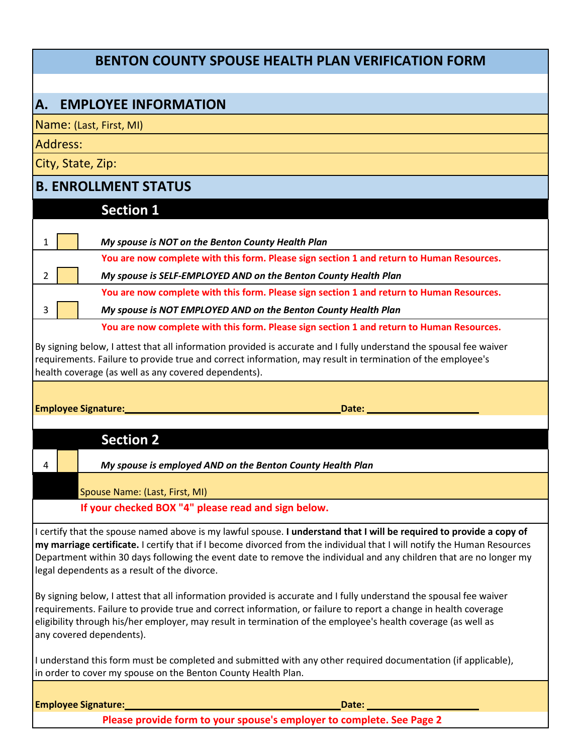# BENTON COUNTY SPOUSE HEALTH PLAN VERIFICATION FORM

## A. EMPLOYEE INFORMATION

Name: (Last, First, MI)

Address:

City, State, Zip:

## B. ENROLLMENT STATUS

### Section 1

1 ☐ ***My spouse is NOT on the Benton County Health Plan***

**You are now complete with this form. Please sign section 1 and return to Human Resources.**

2 ☐ ***My spouse is SELF-EMPLOYED AND on the Benton County Health Plan***

**You are now complete with this form. Please sign section 1 and return to Human Resources.**

3 ☐ ***My spouse is NOT EMPLOYED AND on the Benton County Health Plan***

**You are now complete with this form. Please sign section 1 and return to Human Resources.**

By signing below, I attest that all information provided is accurate and I fully understand the spousal fee waiver requirements. Failure to provide true and correct information, may result in termination of the employee's health coverage (as well as any covered dependents).

**Employee Signature:**\_\_\_\_\_\_\_\_\_\_\_\_\_\_\_\_\_\_\_\_\_\_\_\_\_\_\_\_\_\_\_\_\_\_\_\_ **Date:** \_\_\_\_\_\_\_\_\_\_\_\_\_\_\_\_\_\_\_\_

### Section 2

4 ☐ ***My spouse is employed AND on the Benton County Health Plan***

Spouse Name: (Last, First, MI)

**If your checked BOX "4" please read and sign below.**

I certify that the spouse named above is my lawful spouse. **I understand that I will be required to provide a copy of my marriage certificate.** I certify that if I become divorced from the individual that I will notify the Human Resources Department within 30 days following the event date to remove the individual and any children that are no longer my legal dependents as a result of the divorce.

By signing below, I attest that all information provided is accurate and I fully understand the spousal fee waiver requirements. Failure to provide true and correct information, or failure to report a change in health coverage eligibility through his/her employer, may result in termination of the employee's health coverage (as well as any covered dependents).

I understand this form must be completed and submitted with any other required documentation (if applicable), in order to cover my spouse on the Benton County Health Plan.

**Employee Signature:**\_\_\_\_\_\_\_\_\_\_\_\_\_\_\_\_\_\_\_\_\_\_\_\_\_\_\_\_\_\_\_\_\_\_\_\_ **Date:** \_\_\_\_\_\_\_\_\_\_\_\_\_\_\_\_\_\_\_\_

**Please provide form to your spouse's employer to complete. See Page 2**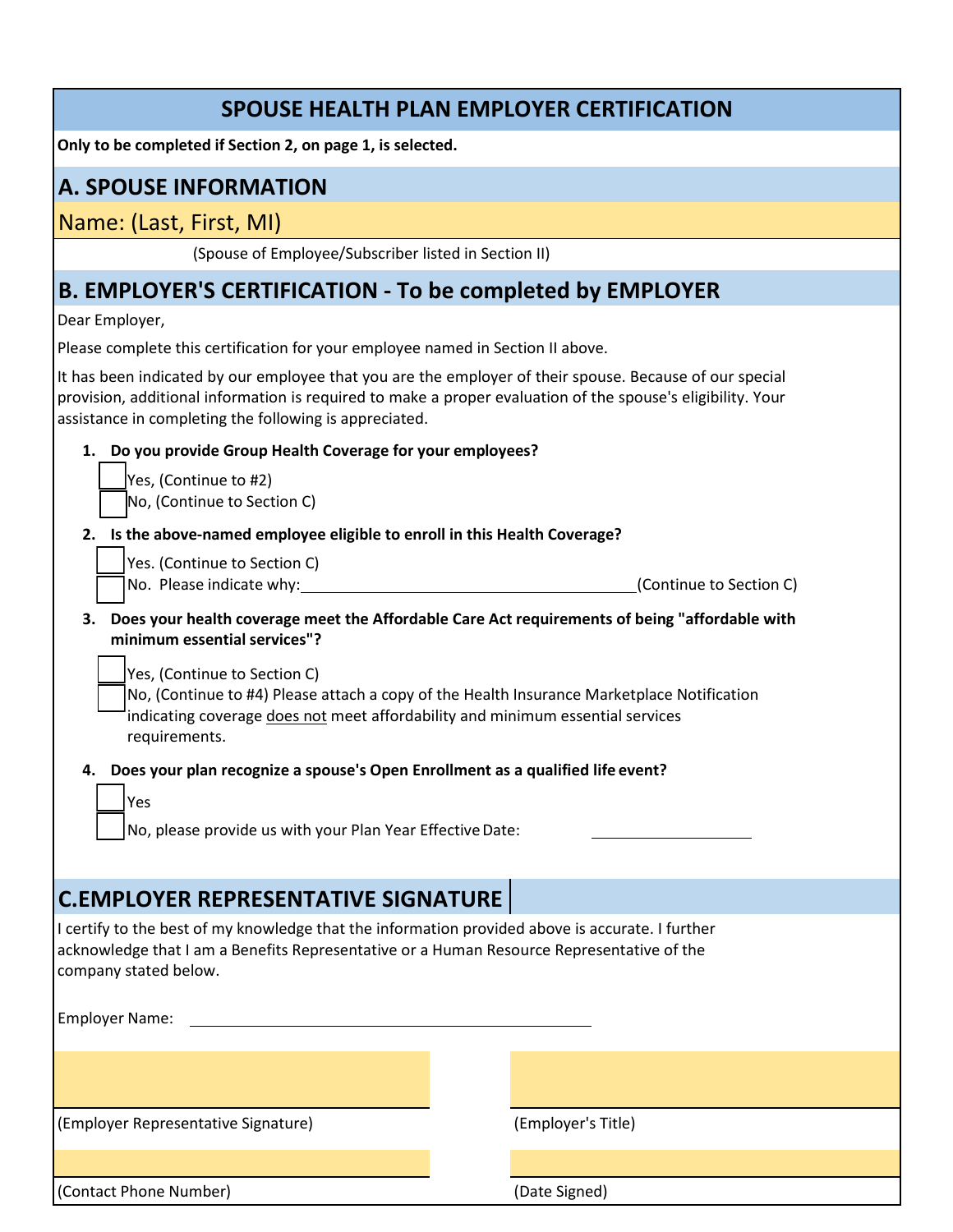# SPOUSE HEALTH PLAN EMPLOYER CERTIFICATION

**Only to be completed if Section 2, on page 1, is selected.**

## A. SPOUSE INFORMATION

Name: (Last, First, MI)

(Spouse of Employee/Subscriber listed in Section II)

## B. EMPLOYER'S CERTIFICATION - To be completed by EMPLOYER

Dear Employer,

Please complete this certification for your employee named in Section II above.

It has been indicated by our employee that you are the employer of their spouse. Because of our special provision, additional information is required to make a proper evaluation of the spouse's eligibility. Your assistance in completing the following is appreciated.

1. **Do you provide Group Health Coverage for your employees?**

   ☐ Yes, (Continue to #2)
   ☐ No, (Continue to Section C)

2. **Is the above-named employee eligible to enroll in this Health Coverage?**

   ☐ Yes. (Continue to Section C)
   ☐ No. Please indicate why: ________________________ (Continue to Section C)

3. **Does your health coverage meet the Affordable Care Act requirements of being "affordable with minimum essential services"?**

   ☐ Yes, (Continue to Section C)
   ☐ No, (Continue to #4) Please attach a copy of the Health Insurance Marketplace Notification indicating coverage does not meet affordability and minimum essential services requirements.

4. **Does your plan recognize a spouse's Open Enrollment as a qualified life event?**

   ☐ Yes
   ☐ No, please provide us with your Plan Year Effective Date: ______________

## C.EMPLOYER REPRESENTATIVE SIGNATURE

I certify to the best of my knowledge that the information provided above is accurate. I further acknowledge that I am a Benefits Representative or a Human Resource Representative of the company stated below.

Employer Name: ________________________

(Employer Representative Signature)

(Employer's Title)

(Contact Phone Number)

(Date Signed)